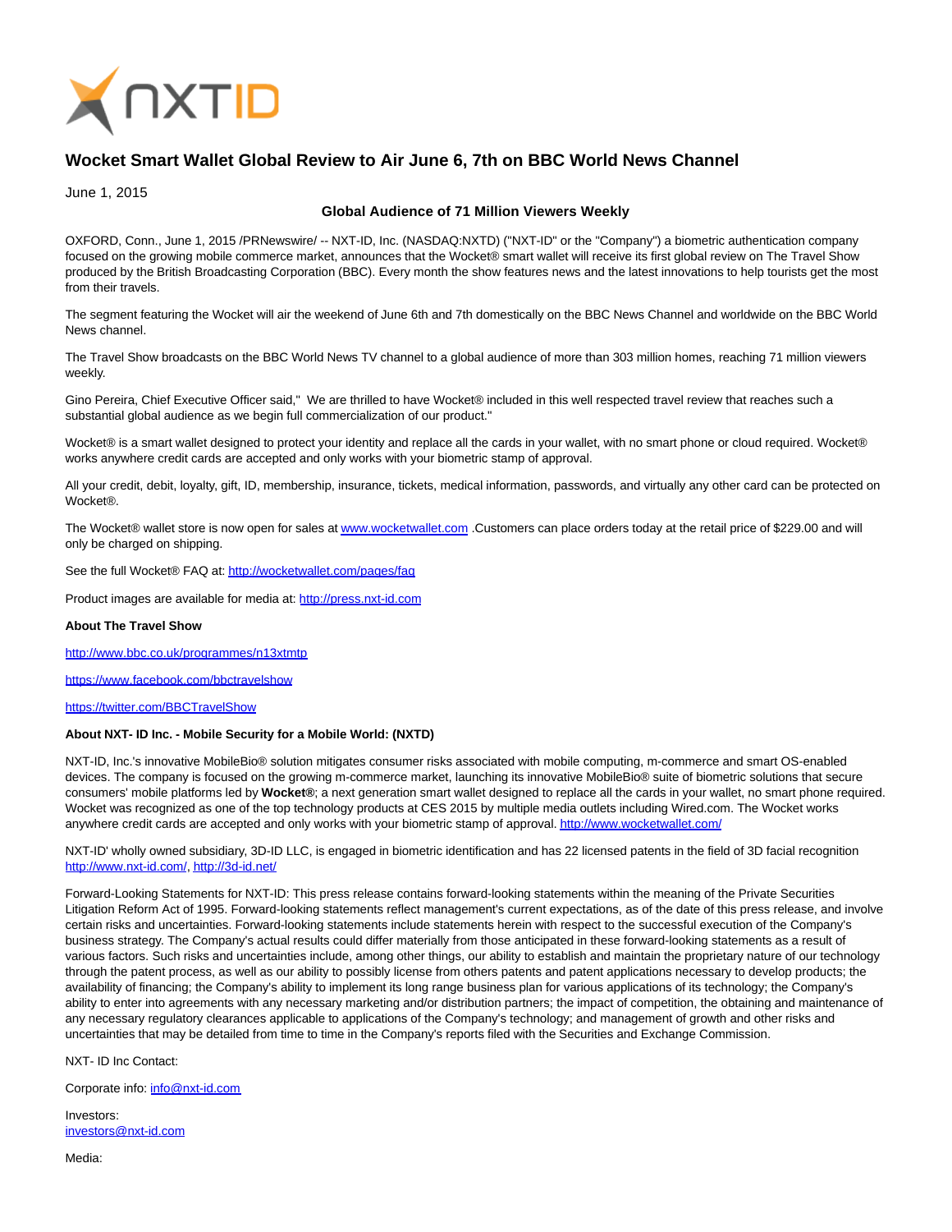# Wocket Smart Wallet Global Review to Air June 6, 7th on BBC World News Channel

June 1, 2015

**Global Audience of 71 Million Viewers Weekly**

OXFORD, Conn., June 1, 2015 /PRNewswire/ -- NXT-ID, Inc. (NASDAQ:NXTD) ("NXT-ID" or the "Company") a biometric authentication company focused on the growing mobile commerce market, announces that the Wocket® smart wallet will receive its first global review on The Travel Show produced by the British Broadcasting Corporation (BBC). Every month the show features news and the latest innovations to help tourists get the most from their travels.

The segment featuring the Wocket will air the weekend of June 6th and 7th domestically on the BBC News Channel and worldwide on the BBC World News channel.

The Travel Show broadcasts on the BBC World News TV channel to a global audience of more than 303 million homes, reaching 71 million viewers weekly.

Gino Pereira, Chief Executive Officer said," We are thrilled to have Wocket® included in this well respected travel review that reaches such a substantial global audience as we begin full commercialization of our product."

Wocket® is a smart wallet designed to protect your identity and replace all the cards in your wallet, with no smart phone or cloud required. Wocket® works anywhere credit cards are accepted and only works with your biometric stamp of approval.

All your credit, debit, loyalty, gift, ID, membership, insurance, tickets, medical information, passwords, and virtually any other card can be protected on Wocket®.

The Wocket® wallet store is now open for sales at www.wocketwallet.com .Customers can place orders today at the retail price of $229.00 and will only be charged on shipping.

See the full Wocket® FAQ at: http://wocketwallet.com/pages/faq

Product images are available for media at: http://press.nxt-id.com

**About The Travel Show**

http://www.bbc.co.uk/programmes/n13xtmtp

https://www.facebook.com/bbctravelshow

https://twitter.com/BBCTravelShow

**About NXT- ID Inc. - Mobile Security for a Mobile World: (NXTD)**

NXT-ID, Inc.'s innovative MobileBio® solution mitigates consumer risks associated with mobile computing, m-commerce and smart OS-enabled devices. The company is focused on the growing m-commerce market, launching its innovative MobileBio® suite of biometric solutions that secure consumers' mobile platforms led by **Wocket®**; a next generation smart wallet designed to replace all the cards in your wallet, no smart phone required. Wocket was recognized as one of the top technology products at CES 2015 by multiple media outlets including Wired.com. The Wocket works anywhere credit cards are accepted and only works with your biometric stamp of approval. http://www.wocketwallet.com/

NXT-ID' wholly owned subsidiary, 3D-ID LLC, is engaged in biometric identification and has 22 licensed patents in the field of 3D facial recognition http://www.nxt-id.com/, http://3d-id.net/

Forward-Looking Statements for NXT-ID: This press release contains forward-looking statements within the meaning of the Private Securities Litigation Reform Act of 1995. Forward-looking statements reflect management's current expectations, as of the date of this press release, and involve certain risks and uncertainties. Forward-looking statements include statements herein with respect to the successful execution of the Company's business strategy. The Company's actual results could differ materially from those anticipated in these forward-looking statements as a result of various factors. Such risks and uncertainties include, among other things, our ability to establish and maintain the proprietary nature of our technology through the patent process, as well as our ability to possibly license from others patents and patent applications necessary to develop products; the availability of financing; the Company's ability to implement its long range business plan for various applications of its technology; the Company's ability to enter into agreements with any necessary marketing and/or distribution partners; the impact of competition, the obtaining and maintenance of any necessary regulatory clearances applicable to applications of the Company's technology; and management of growth and other risks and uncertainties that may be detailed from time to time in the Company's reports filed with the Securities and Exchange Commission.

NXT- ID Inc Contact:

Corporate info: info@nxt-id.com

Investors:
investors@nxt-id.com

Media: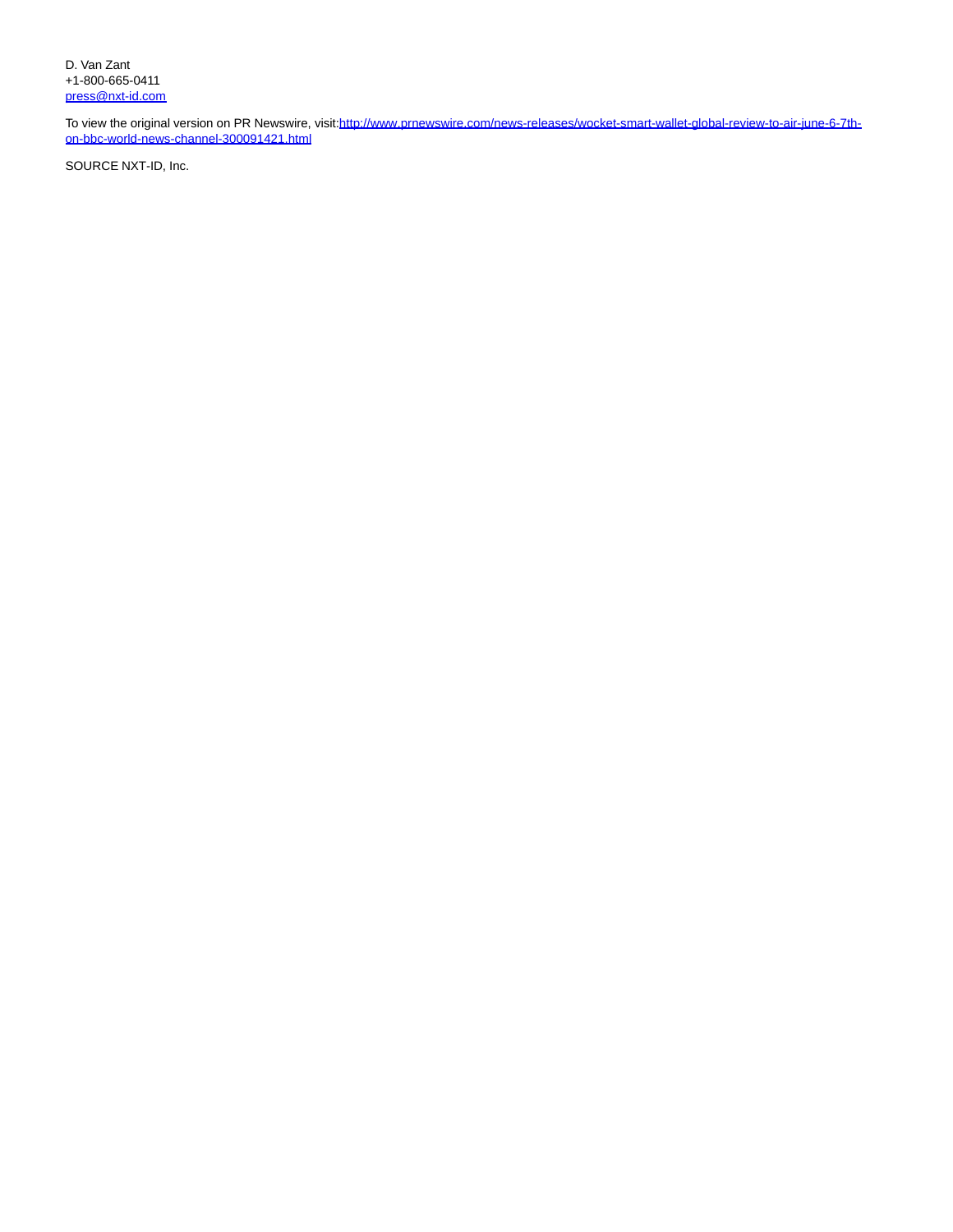D. Van Zant
+1-800-665-0411
press@nxt-id.com

To view the original version on PR Newswire, visit:http://www.prnewswire.com/news-releases/wocket-smart-wallet-global-review-to-air-june-6-7th-on-bbc-world-news-channel-300091421.html

SOURCE NXT-ID, Inc.